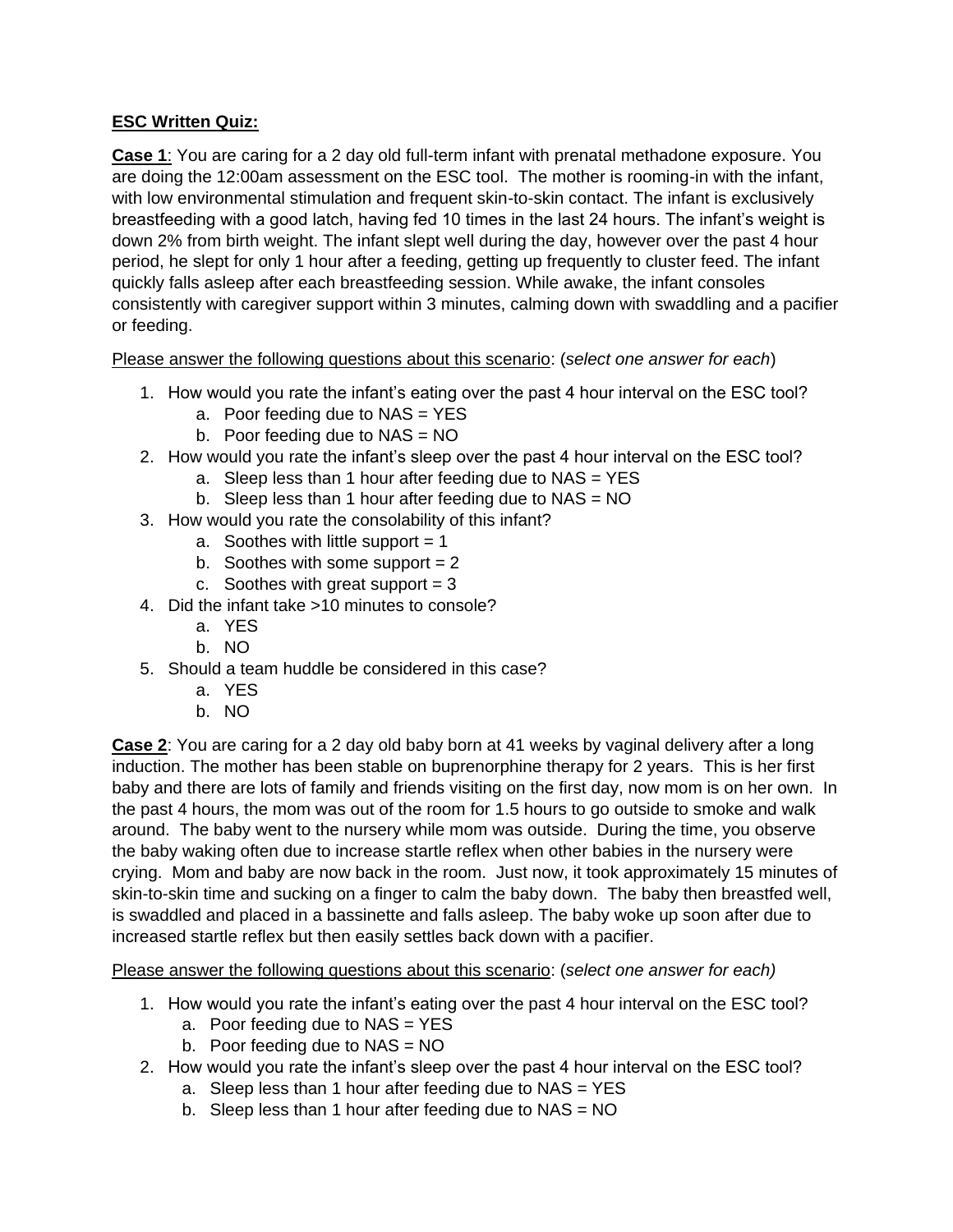**ESC Written Quiz:**

**Case 1**: You are caring for a 2 day old full-term infant with prenatal methadone exposure. You are doing the 12:00am assessment on the ESC tool. The mother is rooming-in with the infant, with low environmental stimulation and frequent skin-to-skin contact. The infant is exclusively breastfeeding with a good latch, having fed 10 times in the last 24 hours. The infant's weight is down 2% from birth weight. The infant slept well during the day, however over the past 4 hour period, he slept for only 1 hour after a feeding, getting up frequently to cluster feed. The infant quickly falls asleep after each breastfeeding session. While awake, the infant consoles consistently with caregiver support within 3 minutes, calming down with swaddling and a pacifier or feeding.

Please answer the following questions about this scenario: (*select one answer for each*)

1. How would you rate the infant's eating over the past 4 hour interval on the ESC tool?
   a. Poor feeding due to NAS = YES
   b. Poor feeding due to NAS = NO
2. How would you rate the infant's sleep over the past 4 hour interval on the ESC tool?
   a. Sleep less than 1 hour after feeding due to NAS = YES
   b. Sleep less than 1 hour after feeding due to NAS = NO
3. How would you rate the consolability of this infant?
   a. Soothes with little support = 1
   b. Soothes with some support = 2
   c. Soothes with great support = 3
4. Did the infant take >10 minutes to console?
   a. YES
   b. NO
5. Should a team huddle be considered in this case?
   a. YES
   b. NO

**Case 2**: You are caring for a 2 day old baby born at 41 weeks by vaginal delivery after a long induction. The mother has been stable on buprenorphine therapy for 2 years. This is her first baby and there are lots of family and friends visiting on the first day, now mom is on her own. In the past 4 hours, the mom was out of the room for 1.5 hours to go outside to smoke and walk around. The baby went to the nursery while mom was outside. During the time, you observe the baby waking often due to increase startle reflex when other babies in the nursery were crying. Mom and baby are now back in the room. Just now, it took approximately 15 minutes of skin-to-skin time and sucking on a finger to calm the baby down. The baby then breastfed well, is swaddled and placed in a bassinette and falls asleep. The baby woke up soon after due to increased startle reflex but then easily settles back down with a pacifier.

Please answer the following questions about this scenario: (*select one answer for each)*

1. How would you rate the infant's eating over the past 4 hour interval on the ESC tool?
   a. Poor feeding due to NAS = YES
   b. Poor feeding due to NAS = NO
2. How would you rate the infant's sleep over the past 4 hour interval on the ESC tool?
   a. Sleep less than 1 hour after feeding due to NAS = YES
   b. Sleep less than 1 hour after feeding due to NAS = NO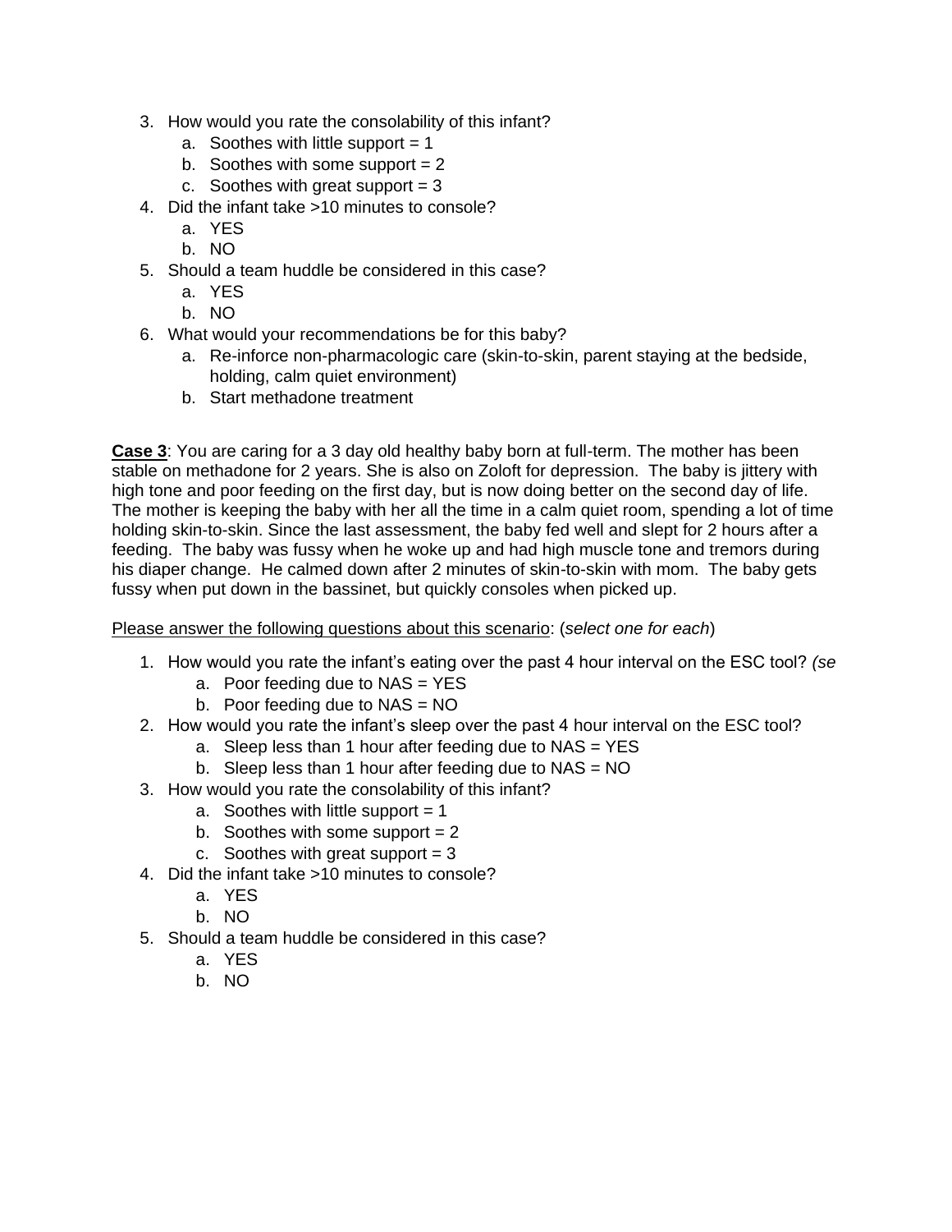3. How would you rate the consolability of this infant?
    a. Soothes with little support = 1
    b. Soothes with some support = 2
    c. Soothes with great support = 3
4. Did the infant take >10 minutes to console?
    a. YES
    b. NO
5. Should a team huddle be considered in this case?
    a. YES
    b. NO
6. What would your recommendations be for this baby?
    a. Re-inforce non-pharmacologic care (skin-to-skin, parent staying at the bedside, holding, calm quiet environment)
    b. Start methadone treatment

**<u>Case 3</u>**: You are caring for a 3 day old healthy baby born at full-term. The mother has been stable on methadone for 2 years. She is also on Zoloft for depression. The baby is jittery with high tone and poor feeding on the first day, but is now doing better on the second day of life. The mother is keeping the baby with her all the time in a calm quiet room, spending a lot of time holding skin-to-skin. Since the last assessment, the baby fed well and slept for 2 hours after a feeding. The baby was fussy when he woke up and had high muscle tone and tremors during his diaper change. He calmed down after 2 minutes of skin-to-skin with mom. The baby gets fussy when put down in the bassinet, but quickly consoles when picked up.

<u>Please answer the following questions about this scenario</u>: (*select one for each*)

1. How would you rate the infant's eating over the past 4 hour interval on the ESC tool? *(se*
    a. Poor feeding due to NAS = YES
    b. Poor feeding due to NAS = NO
2. How would you rate the infant's sleep over the past 4 hour interval on the ESC tool?
    a. Sleep less than 1 hour after feeding due to NAS = YES
    b. Sleep less than 1 hour after feeding due to NAS = NO
3. How would you rate the consolability of this infant?
    a. Soothes with little support = 1
    b. Soothes with some support = 2
    c. Soothes with great support = 3
4. Did the infant take >10 minutes to console?
    a. YES
    b. NO
5. Should a team huddle be considered in this case?
    a. YES
    b. NO